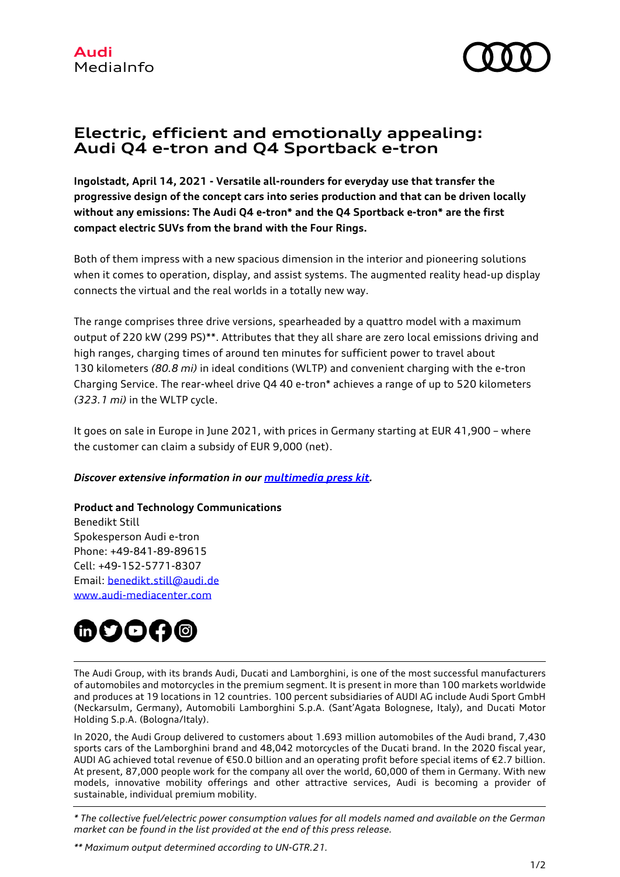Audi
MediaInfo

# Electric, efficient and emotionally appealing: Audi Q4 e-tron and Q4 Sportback e-tron

**Ingolstadt, April 14, 2021 - Versatile all-rounders for everyday use that transfer the progressive design of the concept cars into series production and that can be driven locally without any emissions: The Audi Q4 e-tron* and the Q4 Sportback e-tron* are the first compact electric SUVs from the brand with the Four Rings.**

Both of them impress with a new spacious dimension in the interior and pioneering solutions when it comes to operation, display, and assist systems. The augmented reality head-up display connects the virtual and the real worlds in a totally new way.

The range comprises three drive versions, spearheaded by a quattro model with a maximum output of 220 kW (299 PS)**. Attributes that they all share are zero local emissions driving and high ranges, charging times of around ten minutes for sufficient power to travel about 130 kilometers *(80.8 mi)* in ideal conditions (WLTP) and convenient charging with the e-tron Charging Service. The rear-wheel drive Q4 40 e-tron* achieves a range of up to 520 kilometers *(323.1 mi)* in the WLTP cycle.

It goes on sale in Europe in June 2021, with prices in Germany starting at EUR 41,900 – where the customer can claim a subsidy of EUR 9,000 (net).

***Discover extensive information in our multimedia press kit.***

**Product and Technology Communications**
Benedikt Still
Spokesperson Audi e-tron
Phone: +49-841-89-89615
Cell: +49-152-5771-8307
Email: benedikt.still@audi.de
www.audi-mediacenter.com

---

The Audi Group, with its brands Audi, Ducati and Lamborghini, is one of the most successful manufacturers of automobiles and motorcycles in the premium segment. It is present in more than 100 markets worldwide and produces at 19 locations in 12 countries. 100 percent subsidiaries of AUDI AG include Audi Sport GmbH (Neckarsulm, Germany), Automobili Lamborghini S.p.A. (Sant'Agata Bolognese, Italy), and Ducati Motor Holding S.p.A. (Bologna/Italy).

In 2020, the Audi Group delivered to customers about 1.693 million automobiles of the Audi brand, 7,430 sports cars of the Lamborghini brand and 48,042 motorcycles of the Ducati brand. In the 2020 fiscal year, AUDI AG achieved total revenue of €50.0 billion and an operating profit before special items of €2.7 billion. At present, 87,000 people work for the company all over the world, 60,000 of them in Germany. With new models, innovative mobility offerings and other attractive services, Audi is becoming a provider of sustainable, individual premium mobility.

---

*\* The collective fuel/electric power consumption values for all models named and available on the German market can be found in the list provided at the end of this press release.*

*\*\* Maximum output determined according to UN-GTR.21.*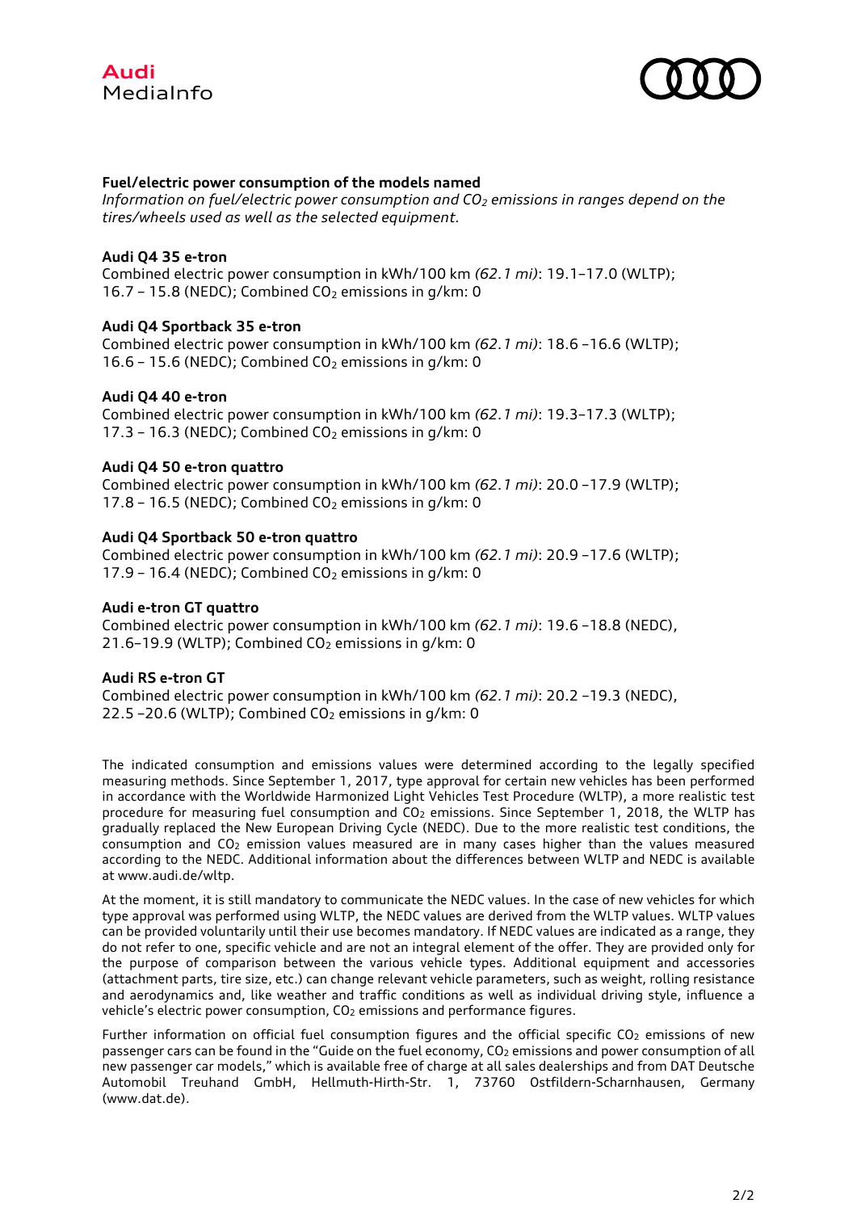**Fuel/electric power consumption of the models named**

*Information on fuel/electric power consumption and $CO_2$ emissions in ranges depend on the tires/wheels used as well as the selected equipment.*

**Audi Q4 35 e-tron**

Combined electric power consumption in kWh/100 km *(62.1 mi)*: 19.1–17.0 (WLTP); 16.7 – 15.8 (NEDC); Combined $CO_2$ emissions in g/km: 0

**Audi Q4 Sportback 35 e-tron**

Combined electric power consumption in kWh/100 km *(62.1 mi)*: 18.6 –16.6 (WLTP); 16.6 – 15.6 (NEDC); Combined $CO_2$ emissions in g/km: 0

**Audi Q4 40 e-tron**

Combined electric power consumption in kWh/100 km *(62.1 mi)*: 19.3–17.3 (WLTP); 17.3 – 16.3 (NEDC); Combined $CO_2$ emissions in g/km: 0

**Audi Q4 50 e-tron quattro**

Combined electric power consumption in kWh/100 km *(62.1 mi)*: 20.0 –17.9 (WLTP); 17.8 – 16.5 (NEDC); Combined $CO_2$ emissions in g/km: 0

**Audi Q4 Sportback 50 e-tron quattro**

Combined electric power consumption in kWh/100 km *(62.1 mi)*: 20.9 –17.6 (WLTP); 17.9 – 16.4 (NEDC); Combined $CO_2$ emissions in g/km: 0

**Audi e-tron GT quattro**

Combined electric power consumption in kWh/100 km *(62.1 mi)*: 19.6 –18.8 (NEDC), 21.6–19.9 (WLTP); Combined $CO_2$ emissions in g/km: 0

**Audi RS e-tron GT**

Combined electric power consumption in kWh/100 km *(62.1 mi)*: 20.2 –19.3 (NEDC), 22.5 –20.6 (WLTP); Combined $CO_2$ emissions in g/km: 0

The indicated consumption and emissions values were determined according to the legally specified measuring methods. Since September 1, 2017, type approval for certain new vehicles has been performed in accordance with the Worldwide Harmonized Light Vehicles Test Procedure (WLTP), a more realistic test procedure for measuring fuel consumption and $CO_2$ emissions. Since September 1, 2018, the WLTP has gradually replaced the New European Driving Cycle (NEDC). Due to the more realistic test conditions, the consumption and $CO_2$ emission values measured are in many cases higher than the values measured according to the NEDC. Additional information about the differences between WLTP and NEDC is available at www.audi.de/wltp.

At the moment, it is still mandatory to communicate the NEDC values. In the case of new vehicles for which type approval was performed using WLTP, the NEDC values are derived from the WLTP values. WLTP values can be provided voluntarily until their use becomes mandatory. If NEDC values are indicated as a range, they do not refer to one, specific vehicle and are not an integral element of the offer. They are provided only for the purpose of comparison between the various vehicle types. Additional equipment and accessories (attachment parts, tire size, etc.) can change relevant vehicle parameters, such as weight, rolling resistance and aerodynamics and, like weather and traffic conditions as well as individual driving style, influence a vehicle's electric power consumption, $CO_2$ emissions and performance figures.

Further information on official fuel consumption figures and the official specific $CO_2$ emissions of new passenger cars can be found in the "Guide on the fuel economy, $CO_2$ emissions and power consumption of all new passenger car models," which is available free of charge at all sales dealerships and from DAT Deutsche Automobil Treuhand GmbH, Hellmuth-Hirth-Str. 1, 73760 Ostfildern-Scharnhausen, Germany (www.dat.de).